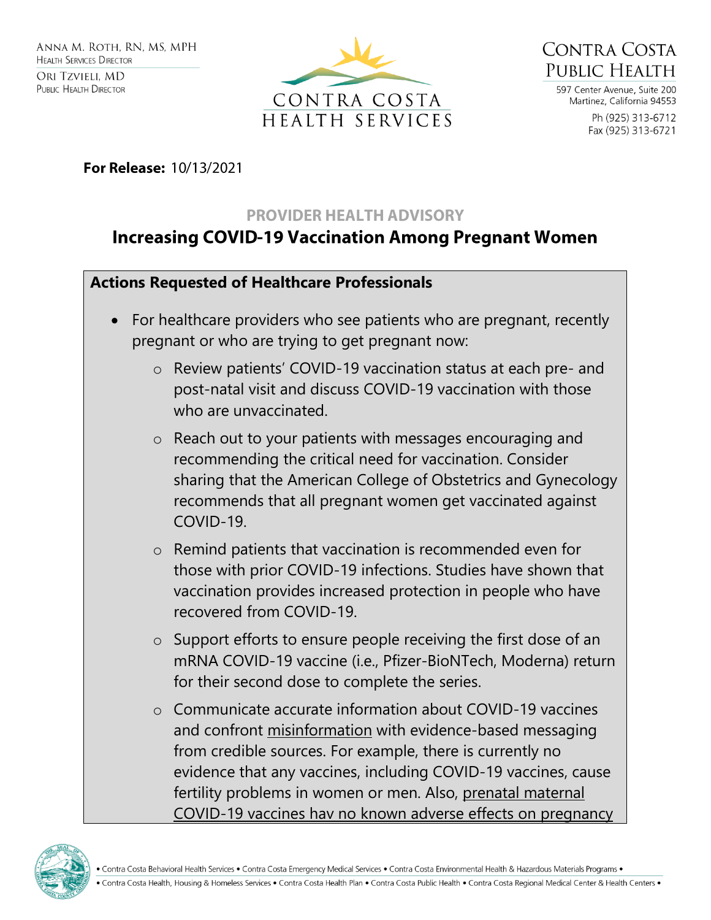ANNA M. ROTH, RN, MS, MPH
HEALTH SERVICES DIRECTOR

ORI TZVIELI, MD
PUBLIC HEALTH DIRECTOR

CONTRA COSTA
HEALTH SERVICES

CONTRA COSTA
PUBLIC HEALTH

597 Center Avenue, Suite 200
Martinez, California 94553

Ph (925) 313-6712
Fax (925) 313-6721

**For Release:** 10/13/2021

## PROVIDER HEALTH ADVISORY

# Increasing COVID-19 Vaccination Among Pregnant Women

### Actions Requested of Healthcare Professionals

- For healthcare providers who see patients who are pregnant, recently pregnant or who are trying to get pregnant now:
  - Review patients' COVID-19 vaccination status at each pre- and post-natal visit and discuss COVID-19 vaccination with those who are unvaccinated.
  - Reach out to your patients with messages encouraging and recommending the critical need for vaccination. Consider sharing that the American College of Obstetrics and Gynecology recommends that all pregnant women get vaccinated against COVID-19.
  - Remind patients that vaccination is recommended even for those with prior COVID-19 infections. Studies have shown that vaccination provides increased protection in people who have recovered from COVID-19.
  - Support efforts to ensure people receiving the first dose of an mRNA COVID-19 vaccine (i.e., Pfizer-BioNTech, Moderna) return for their second dose to complete the series.
  - Communicate accurate information about COVID-19 vaccines and confront misinformation with evidence-based messaging from credible sources. For example, there is currently no evidence that any vaccines, including COVID-19 vaccines, cause fertility problems in women or men. Also, prenatal maternal COVID-19 vaccines hav no known adverse effects on pregnancy

• Contra Costa Behavioral Health Services • Contra Costa Emergency Medical Services • Contra Costa Environmental Health & Hazardous Materials Programs •
• Contra Costa Health, Housing & Homeless Services • Contra Costa Health Plan • Contra Costa Public Health • Contra Costa Regional Medical Center & Health Centers •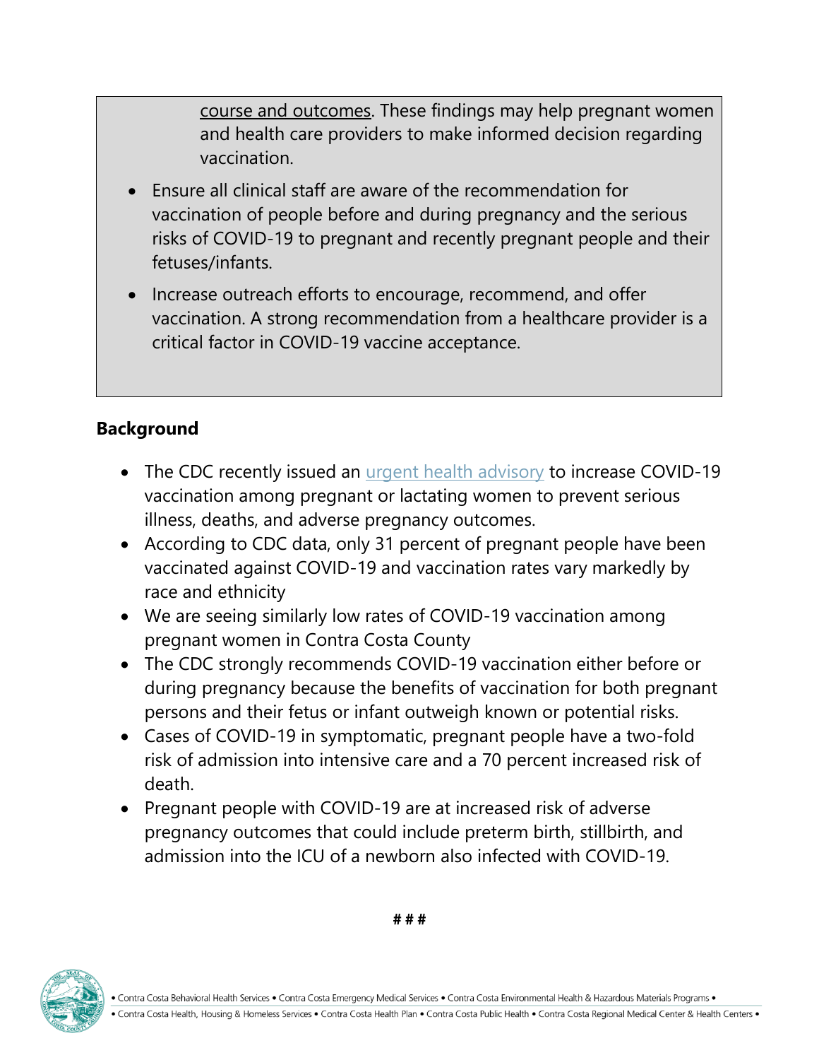course and outcomes. These findings may help pregnant women and health care providers to make informed decision regarding vaccination.

- Ensure all clinical staff are aware of the recommendation for vaccination of people before and during pregnancy and the serious risks of COVID-19 to pregnant and recently pregnant people and their fetuses/infants.
- Increase outreach efforts to encourage, recommend, and offer vaccination. A strong recommendation from a healthcare provider is a critical factor in COVID-19 vaccine acceptance.

## Background

- The CDC recently issued an urgent health advisory to increase COVID-19 vaccination among pregnant or lactating women to prevent serious illness, deaths, and adverse pregnancy outcomes.
- According to CDC data, only 31 percent of pregnant people have been vaccinated against COVID-19 and vaccination rates vary markedly by race and ethnicity
- We are seeing similarly low rates of COVID-19 vaccination among pregnant women in Contra Costa County
- The CDC strongly recommends COVID-19 vaccination either before or during pregnancy because the benefits of vaccination for both pregnant persons and their fetus or infant outweigh known or potential risks.
- Cases of COVID-19 in symptomatic, pregnant people have a two-fold risk of admission into intensive care and a 70 percent increased risk of death.
- Pregnant people with COVID-19 are at increased risk of adverse pregnancy outcomes that could include preterm birth, stillbirth, and admission into the ICU of a newborn also infected with COVID-19.

###